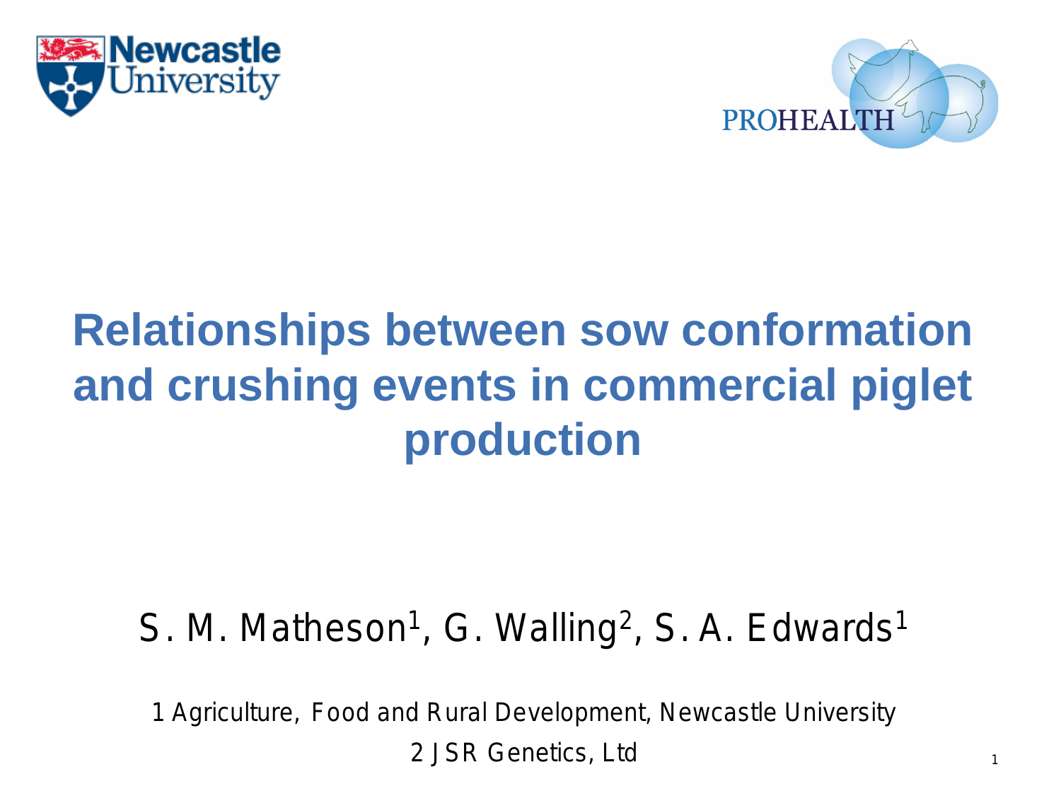# Relationships between sow conformation and crushing events in commercial piglet production

S. M. Matheson[1], G. Walling[2], S. A. Edwards[1]

1 Agriculture, Food and Rural Development, Newcastle University

2 JSR Genetics, Ltd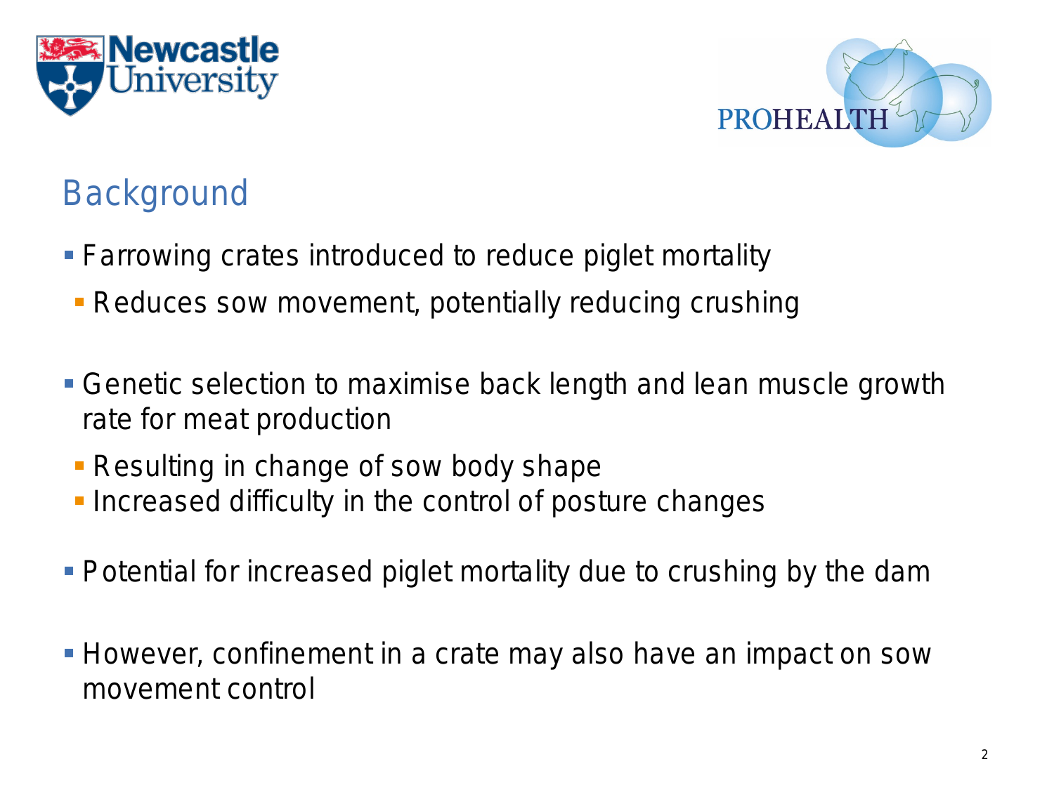## Background

- Farrowing crates introduced to reduce piglet mortality
  - Reduces sow movement, potentially reducing crushing

- Genetic selection to maximise back length and lean muscle growth rate for meat production
  - Resulting in change of sow body shape
  - Increased difficulty in the control of posture changes

- Potential for increased piglet mortality due to crushing by the dam

- However, confinement in a crate may also have an impact on sow movement control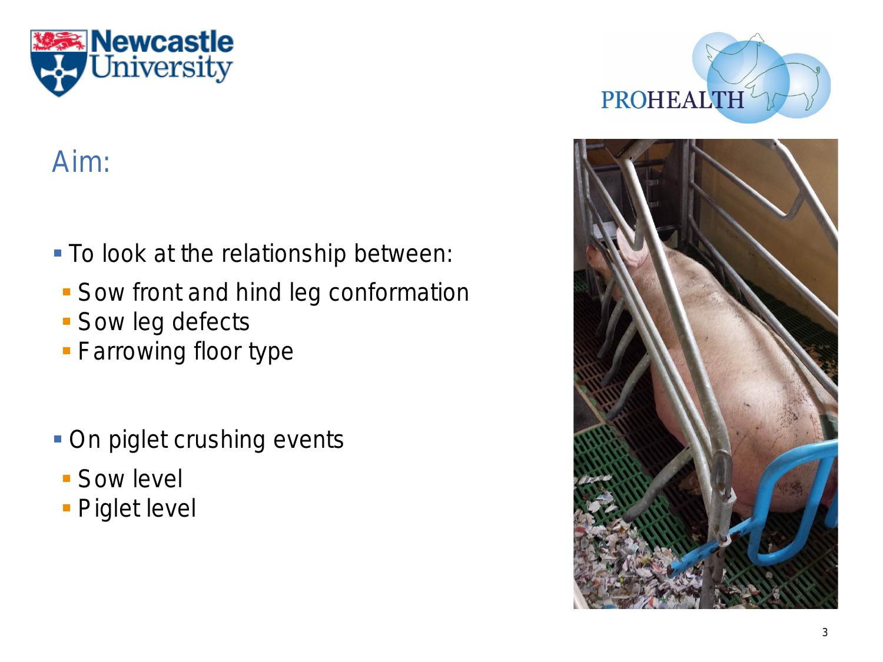## Aim:

- To look at the relationship between:
  - Sow front and hind leg conformation
  - Sow leg defects
  - Farrowing floor type

- On piglet crushing events
  - Sow level
  - Piglet level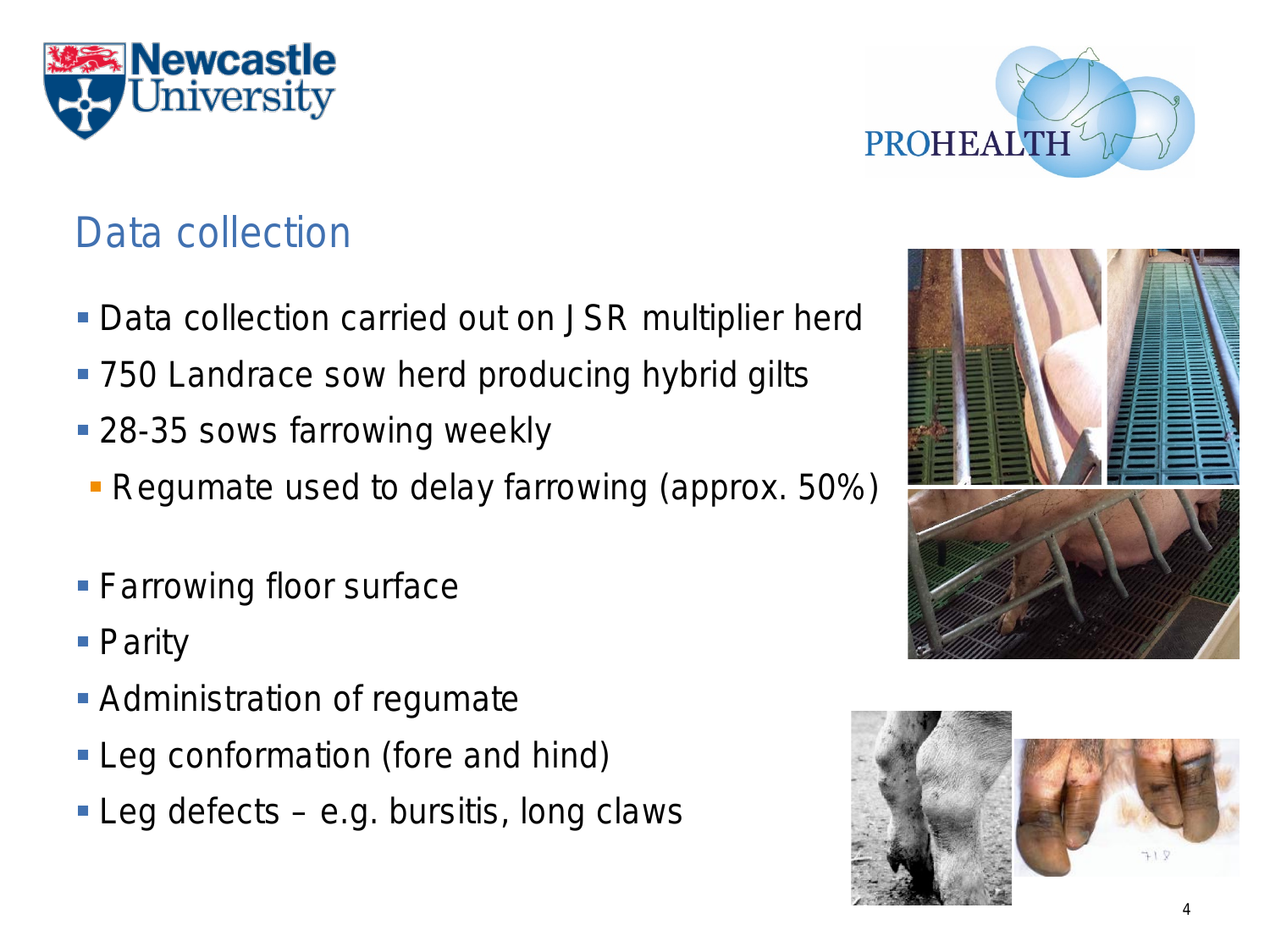## Data collection

- Data collection carried out on JSR multiplier herd
- 750 Landrace sow herd producing hybrid gilts
- 28-35 sows farrowing weekly
  - Regumate used to delay farrowing (approx. 50%)

- Farrowing floor surface
- Parity
- Administration of regumate
- Leg conformation (fore and hind)
- Leg defects – e.g. bursitis, long claws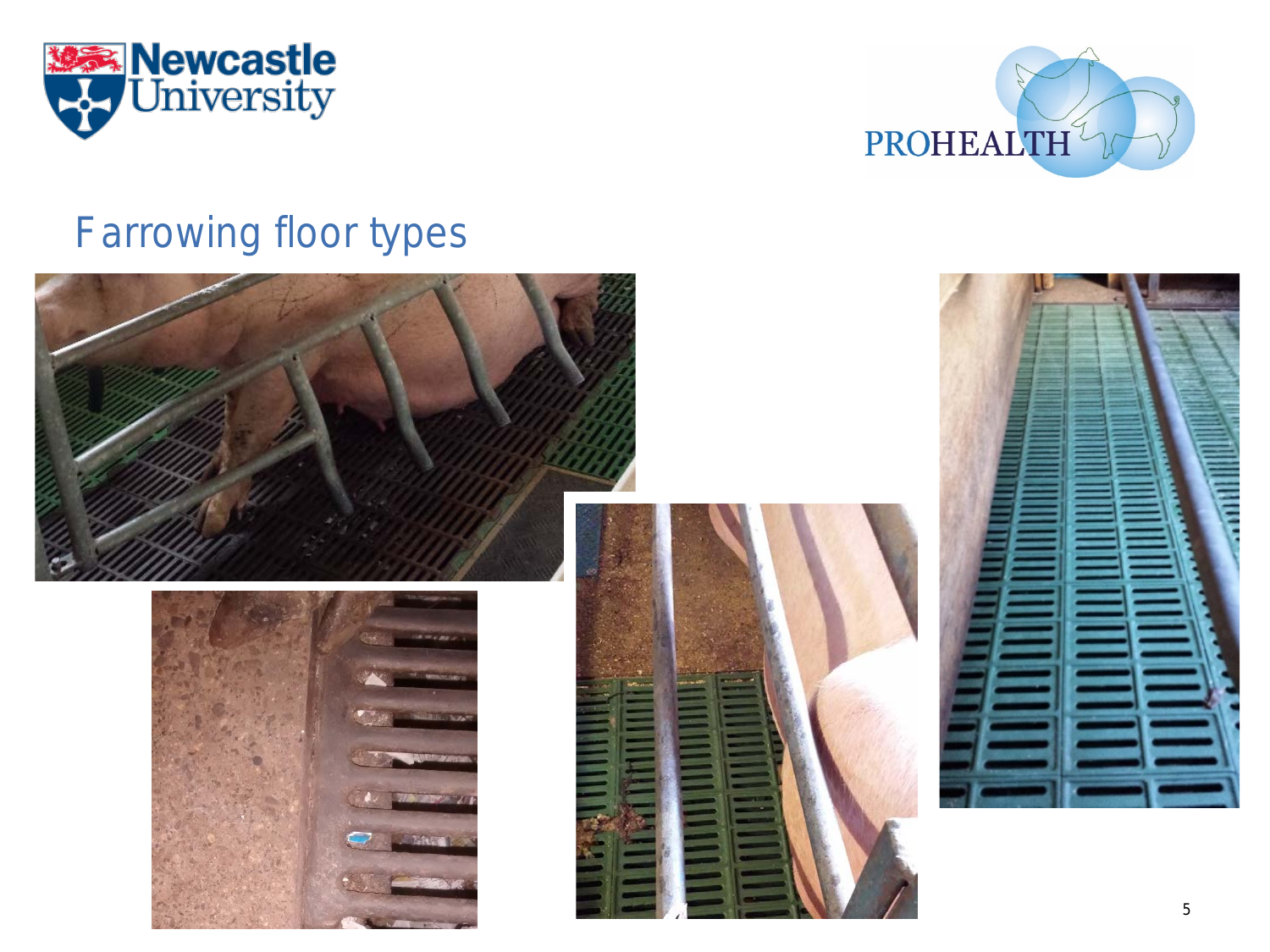# Farrowing floor types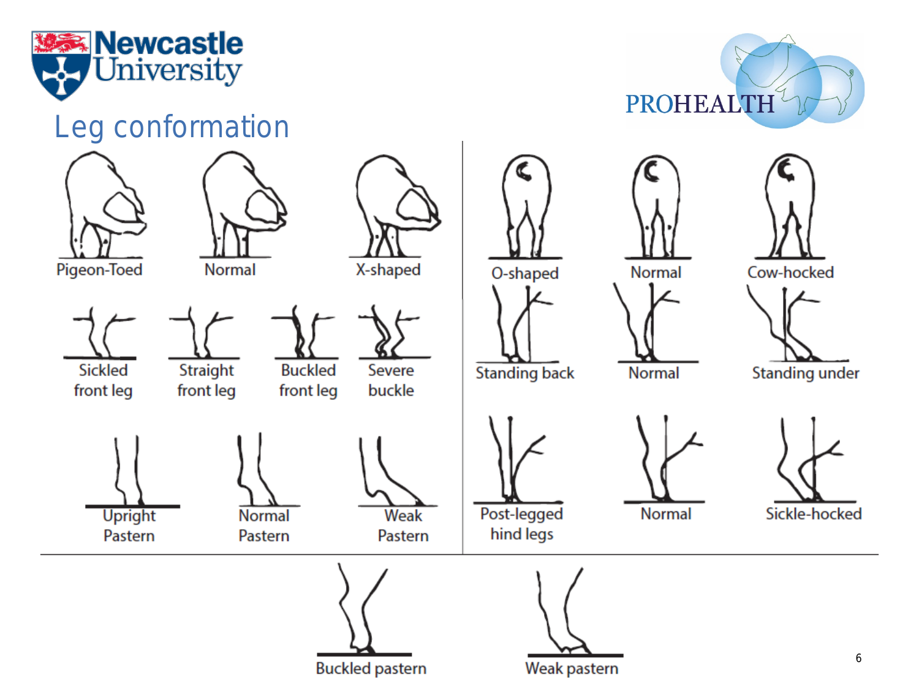# Leg conformation

Pigeon-Toed | Normal | X-shaped

Sickled front leg | Straight front leg | Buckled front leg | Severe buckle

Upright Pastern | Normal Pastern | Weak Pastern

O-shaped | Normal | Cow-hocked

Standing back | Normal | Standing under

Post-legged hind legs | Normal | Sickle-hocked

Buckled pastern | Weak pastern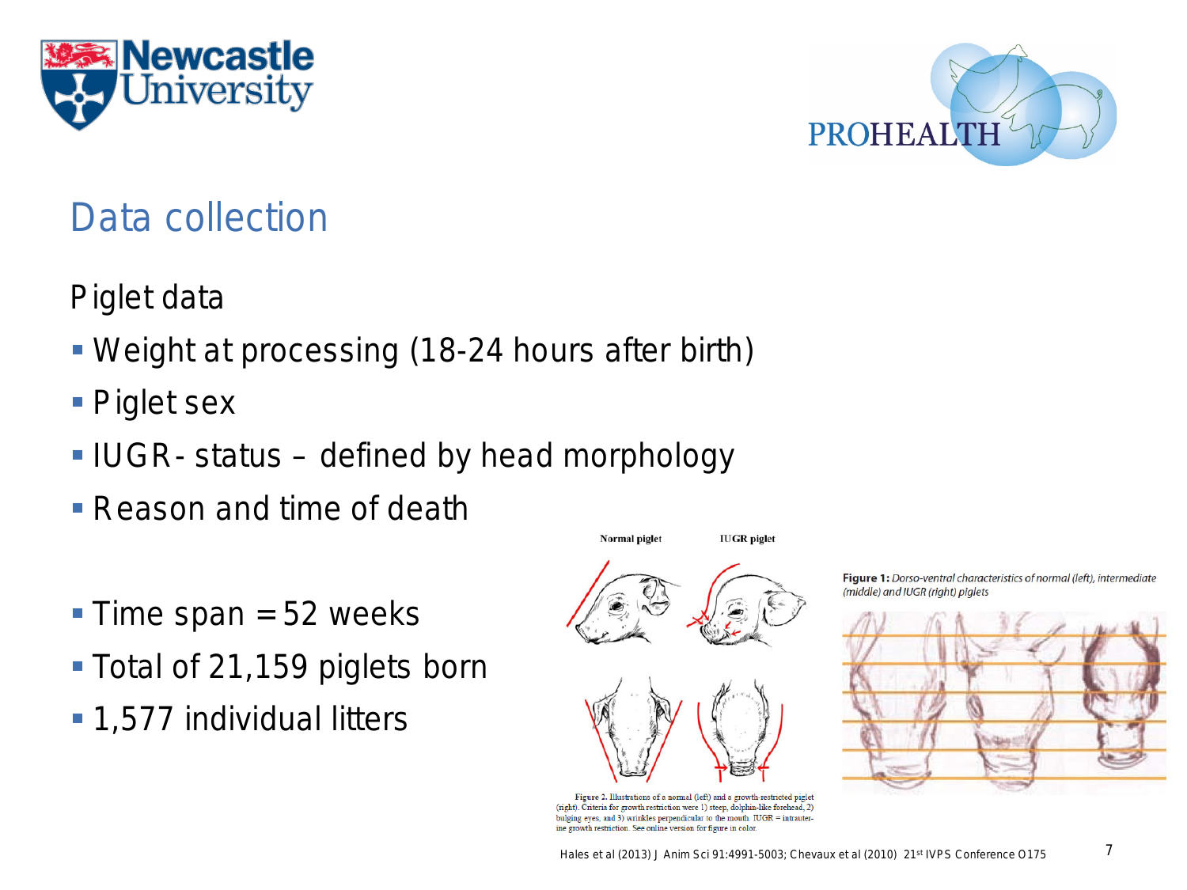## Data collection

Piglet data

- Weight at processing (18-24 hours after birth)
- Piglet sex
- IUGR- status – defined by head morphology
- Reason and time of death

- Time span = 52 weeks
- Total of 21,159 piglets born
- 1,577 individual litters

Normal piglet IUGR piglet

Figure 2. Illustrations of a normal (left) and a growth-restricted piglet (right). Criteria for growth restriction were 1) steep, dolphin-like forehead, 2) bulging eyes, and 3) wrinkles perpendicular to the mouth. IUGR = intrauterine growth restriction. See online version for figure in color.

**Figure 1:** *Dorso-ventral characteristics of normal (left), intermediate (middle) and IUGR (right) piglets*

Hales et al (2013) J Anim Sci 91:4991-5003; Chevaux et al (2010) 21st IVPS Conference O175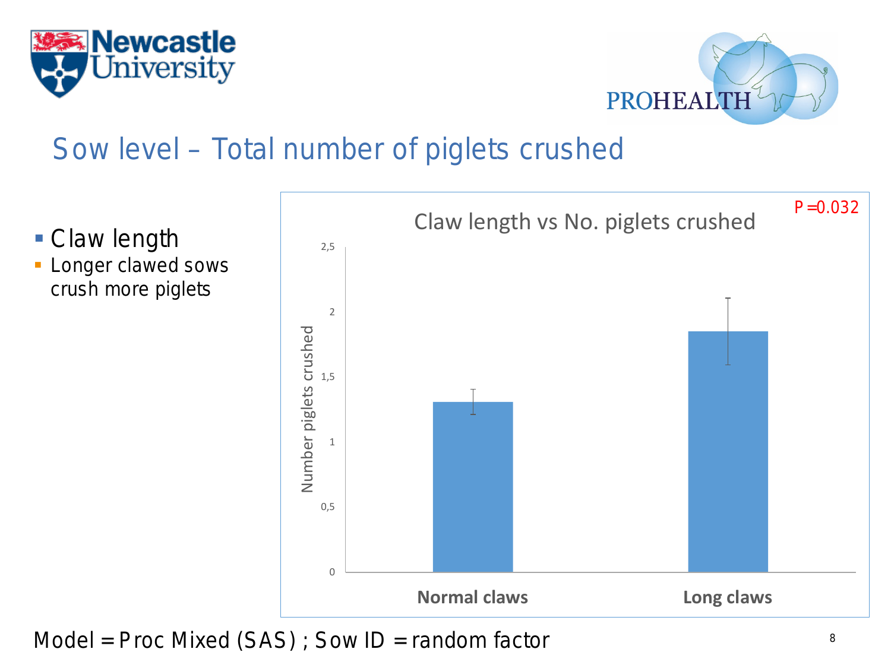# Sow level – Total number of piglets crushed

- Claw length
  - Longer clawed sows crush more piglets

**Claw length vs No. piglets crushed**

P =0.032

Number piglets crushed: Normal claws, Long claws

Model = Proc Mixed (SAS) ; Sow ID = random factor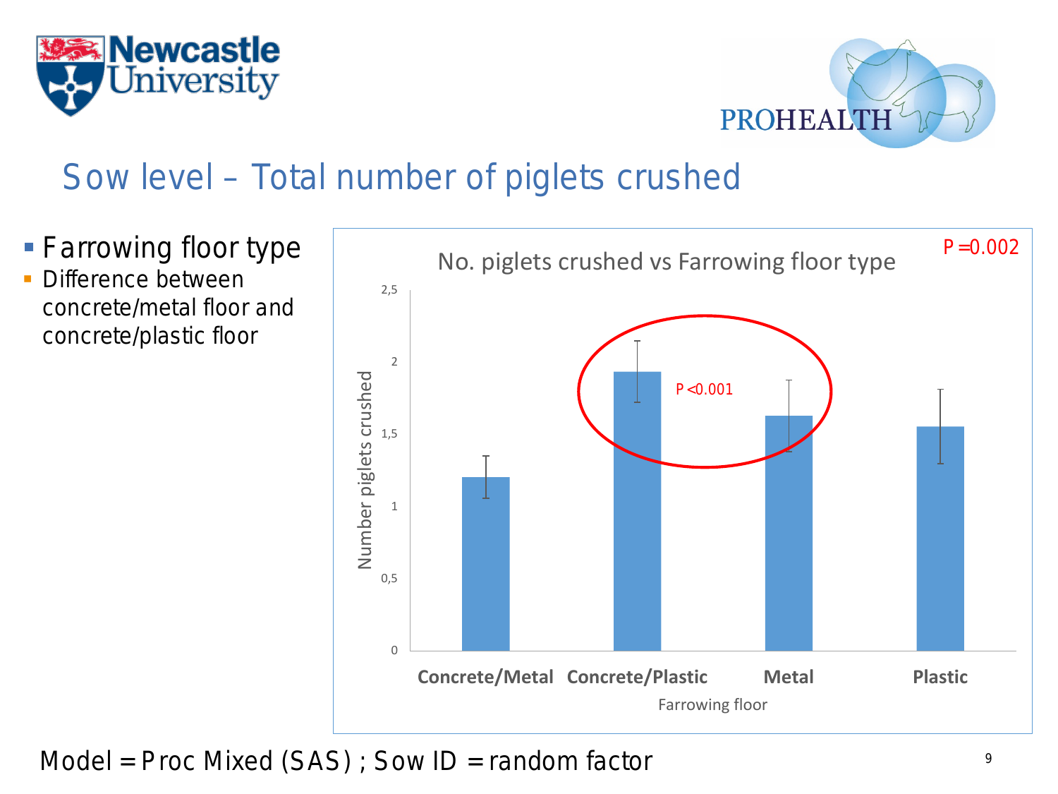# Sow level – Total number of piglets crushed

- Farrowing floor type
  - Difference between concrete/metal floor and concrete/plastic floor

**No. piglets crushed vs Farrowing floor type**

P =0.002

P <0.001

Number piglets crushed: 0, 0,5, 1, 1,5, 2, 2,5

Farrowing floor: Concrete/Metal, Concrete/Plastic, Metal, Plastic

Model = Proc Mixed (SAS) ; Sow ID = random factor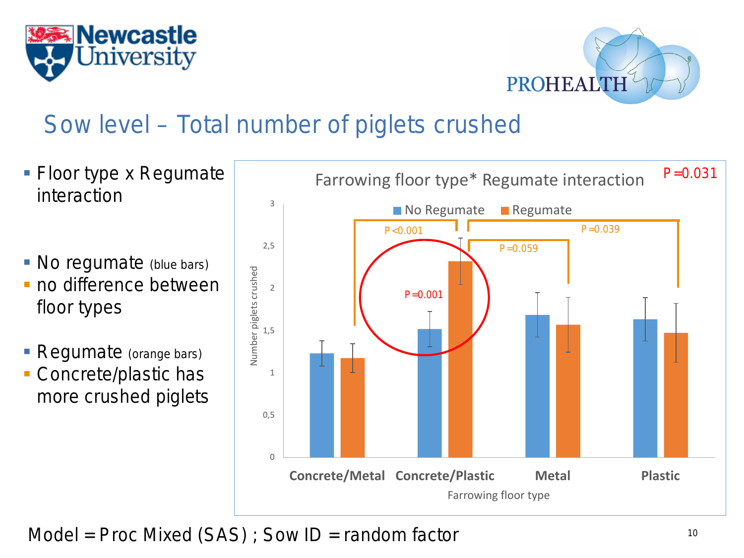# Sow level – Total number of piglets crushed

- Floor type x Regumate interaction

- No regumate (blue bars)
- no difference between floor types

- Regumate (orange bars)
- Concrete/plastic has more crushed piglets

**Farrowing floor type* Regumate interaction** — $P = 0.031$

Legend: No Regumate (blue) / Regumate (orange)

Y-axis: Number piglets crushed (0 – 3)

X-axis: Farrowing floor type — Concrete/Metal, Concrete/Plastic, Metal, Plastic

Comparisons shown: $P < 0.001$ (Concrete/Metal Regumate vs Concrete/Plastic Regumate); $P = 0.001$ (Concrete/Plastic No Regumate vs Regumate); $P = 0.059$ (Concrete/Plastic Regumate vs Metal Regumate); $P = 0.039$ (Concrete/Plastic Regumate vs Plastic Regumate)

Model = Proc Mixed (SAS) ; Sow ID = random factor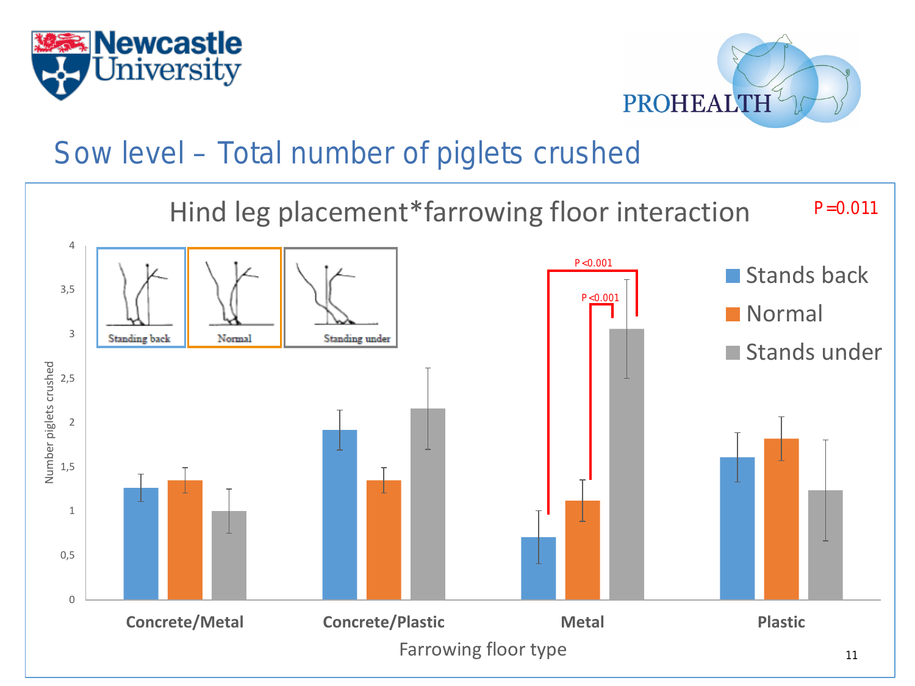# Sow level – Total number of piglets crushed

## Hind leg placement*farrowing floor interaction

P =0.011

| Farrowing floor type | Stands back | Normal | Stands under |
|---|---|---|---|
| Concrete/Metal | | | |
| Concrete/Plastic | | | |
| Metal | | | |
| Plastic | | | |

Metal: Stands back vs Stands under P <0.001; Normal vs Stands under P <0.001

Y-axis: Number piglets crushed (0–4)

X-axis: Farrowing floor type

Standing back | Normal | Standing under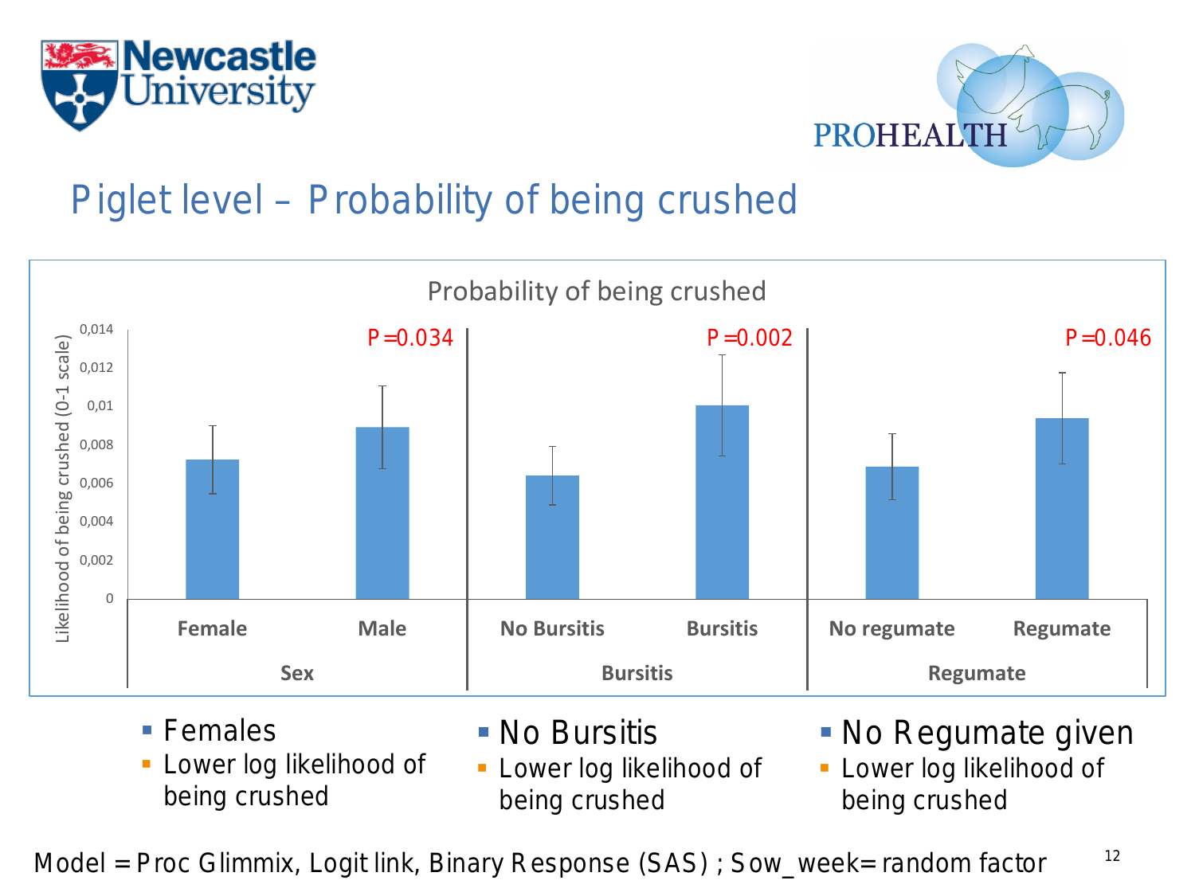# Piglet level – Probability of being crushed

Probability of being crushed

Likelihood of being crushed (0-1 scale)

| Sex | | Bursitis | | Regumate | |
|---|---|---|---|---|---|
| Female | Male | No Bursitis | Bursitis | No regumate | Regumate |
| P = 0.034 | | P = 0.002 | | P = 0.046 | |

- Females
  - Lower log likelihood of being crushed
- No Bursitis
  - Lower log likelihood of being crushed
- No Regumate given
  - Lower log likelihood of being crushed

Model = Proc Glimmix, Logit link, Binary Response (SAS) ; Sow_week= random factor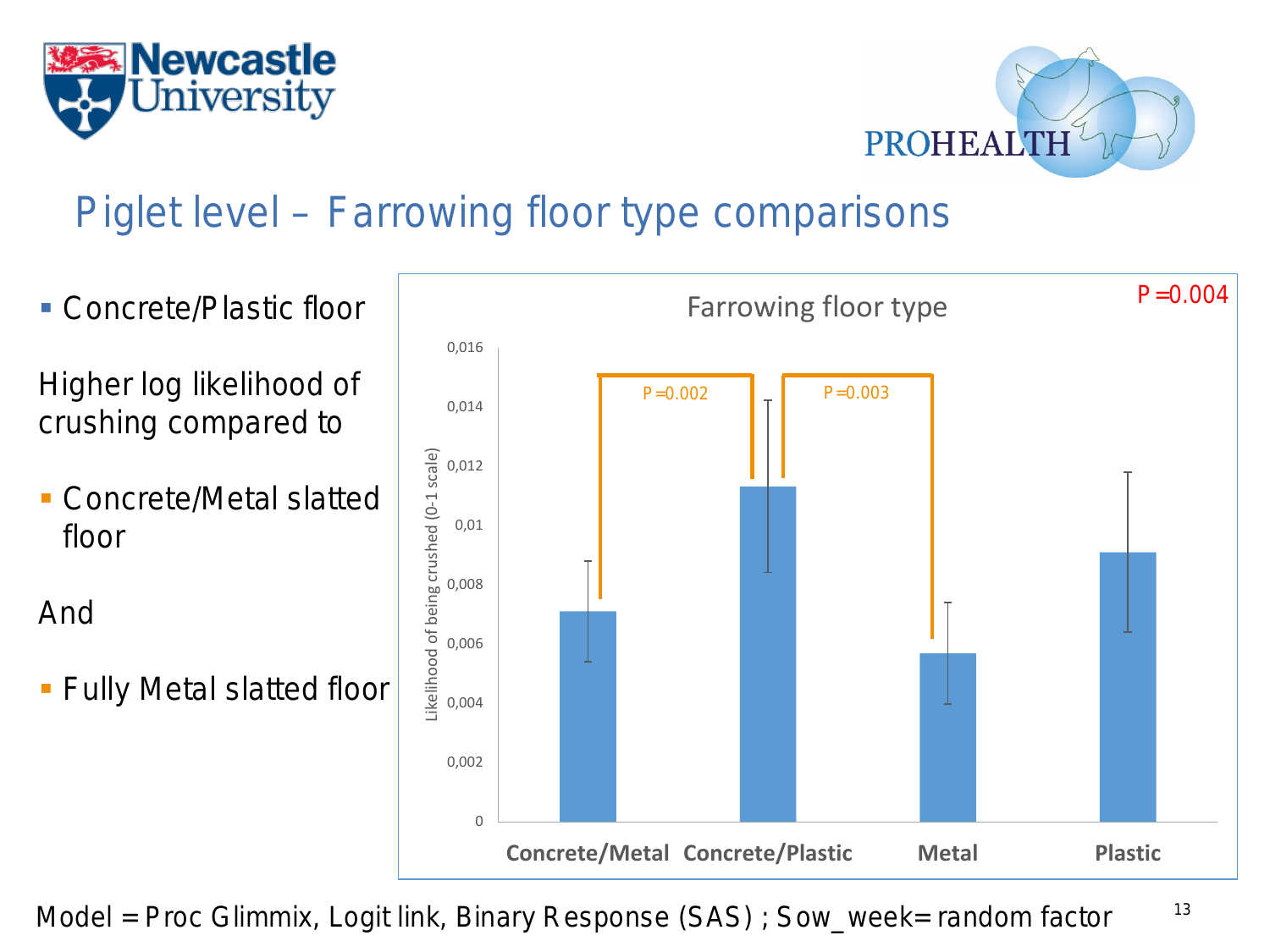# Piglet level – Farrowing floor type comparisons

- Concrete/Plastic floor

Higher log likelihood of crushing compared to

- Concrete/Metal slatted floor

And

- Fully Metal slatted floor

**Farrowing floor type** (P = 0.004)

Likelihood of being crushed (0-1 scale)

| Floor type | Likelihood of being crushed |
|---|---|
| Concrete/Metal | ~0,007 |
| Concrete/Plastic | ~0,0113 |
| Metal | ~0,0057 |
| Plastic | ~0,009 |

Concrete/Metal vs Concrete/Plastic: P = 0.002

Concrete/Plastic vs Metal: P = 0.003

Model = Proc Glimmix, Logit link, Binary Response (SAS) ; Sow_week= random factor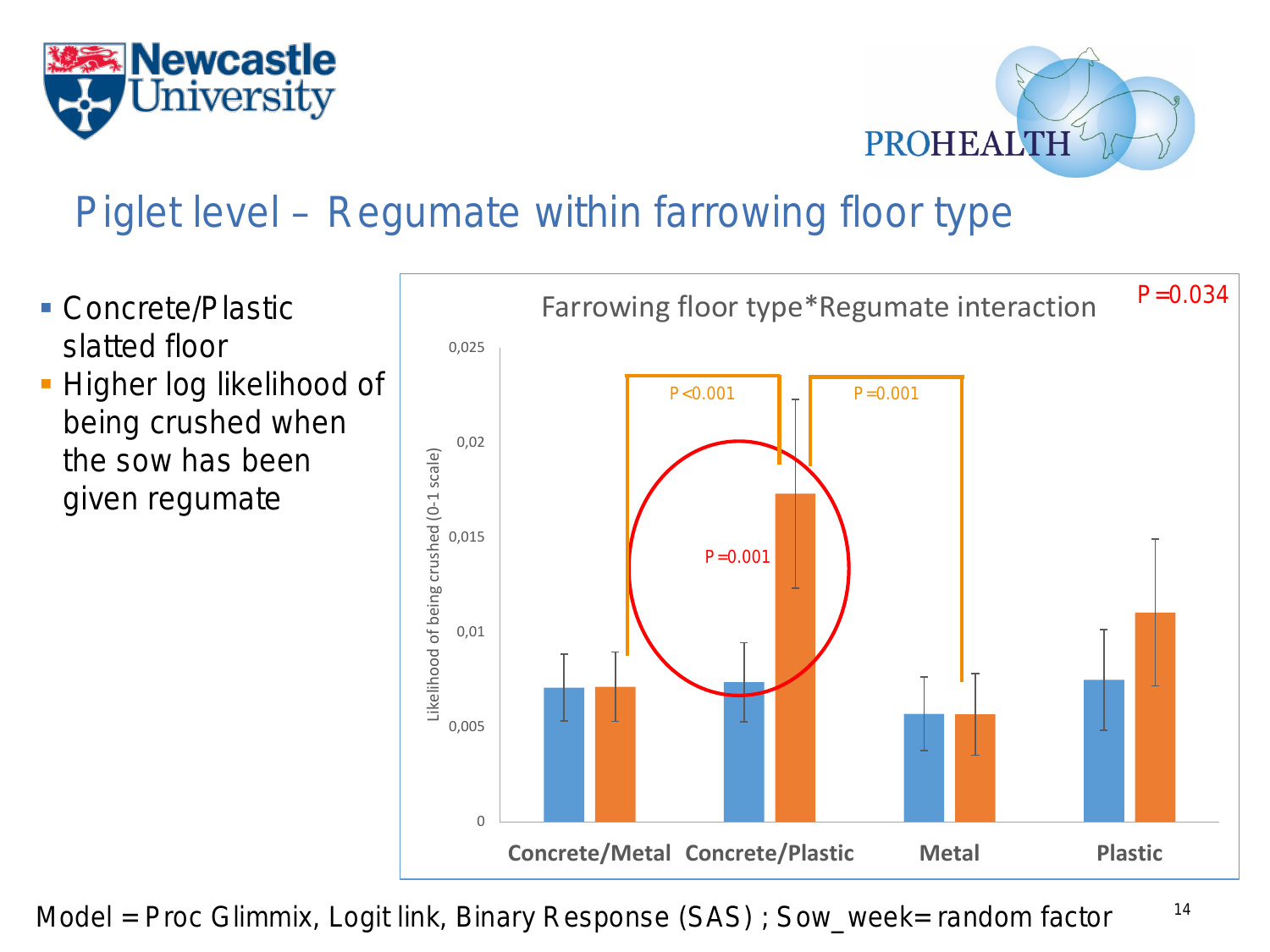# Piglet level – Regumate within farrowing floor type

- Concrete/Plastic slatted floor
- Higher log likelihood of being crushed when the sow has been given regumate

**Farrowing floor type*Regumate interaction** — P =0.034

Likelihood of being crushed (0-1 scale)

Concrete/Metal, Concrete/Plastic, Metal, Plastic

P <0.001 &nbsp;&nbsp; P =0.001 &nbsp;&nbsp; P =0.001

Model = Proc Glimmix, Logit link, Binary Response (SAS) ; Sow_week= random factor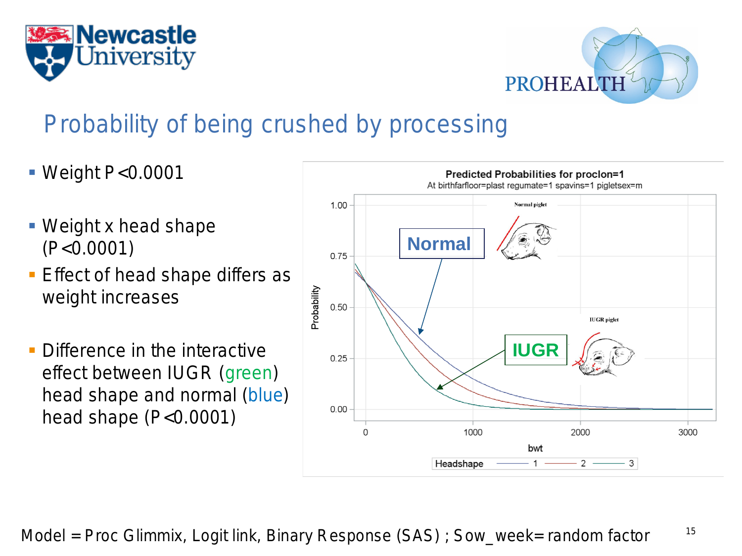# Probability of being crushed by processing

- Weight $P < 0.0001$
- Weight x head shape ($P < 0.0001$)
- Effect of head shape differs as weight increases
- Difference in the interactive effect between IUGR (green) head shape and normal (blue) head shape ($P < 0.0001$)

Predicted Probabilities for proclon=1

At birthfarfloor=plast regumate=1 spavins=1 pigletsex=m

Model = Proc Glimmix, Logit link, Binary Response (SAS) ; Sow_week= random factor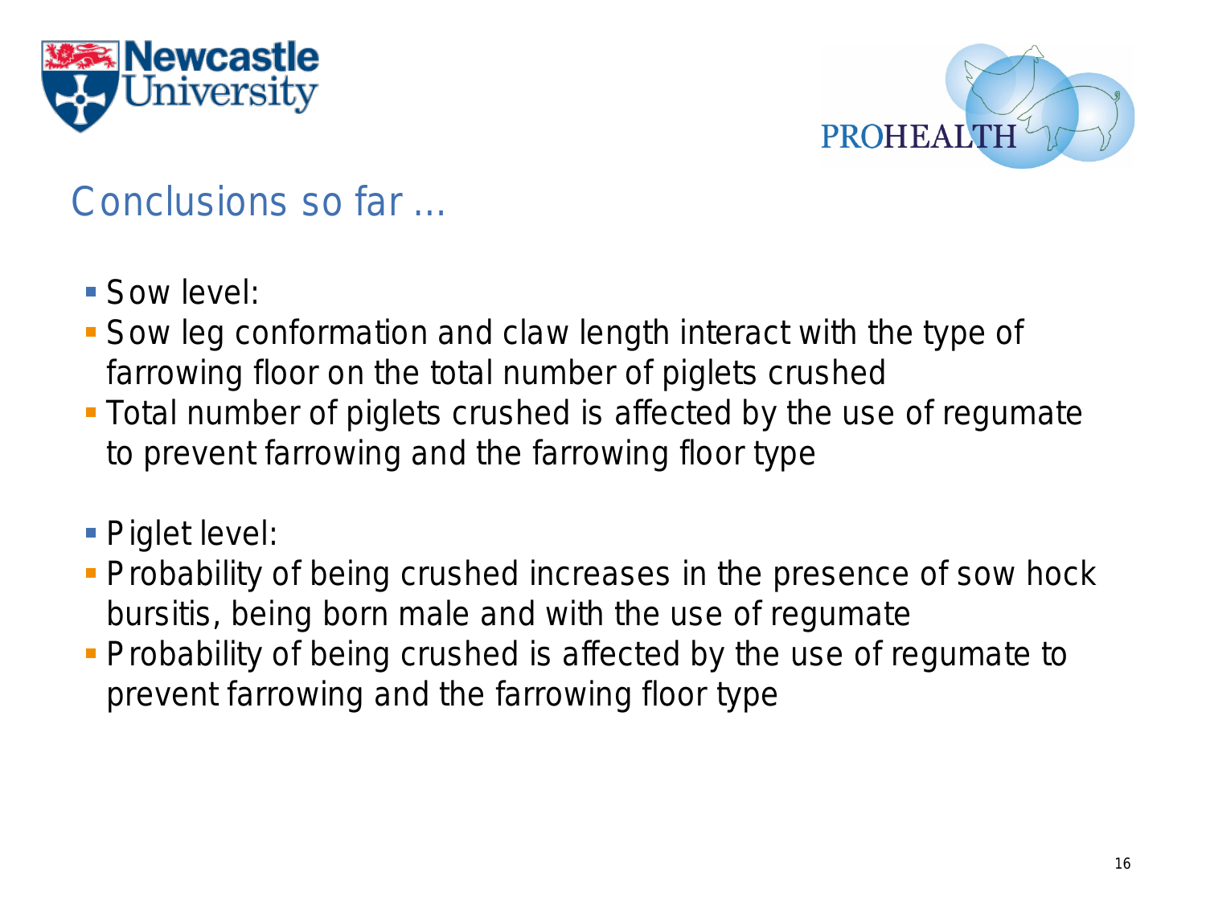## Conclusions so far ...

- Sow level:
- Sow leg conformation and claw length interact with the type of farrowing floor on the total number of piglets crushed
- Total number of piglets crushed is affected by the use of regumate to prevent farrowing and the farrowing floor type

- Piglet level:
- Probability of being crushed increases in the presence of sow hock bursitis, being born male and with the use of regumate
- Probability of being crushed is affected by the use of regumate to prevent farrowing and the farrowing floor type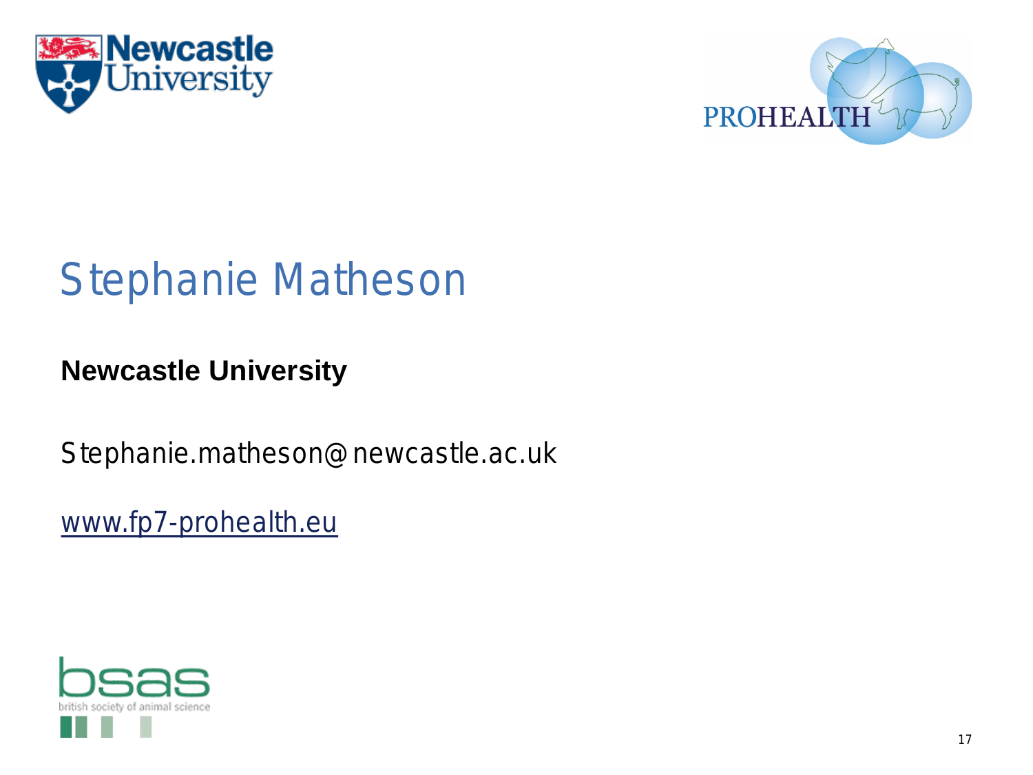# Stephanie Matheson

**Newcastle University**

Stephanie.matheson@newcastle.ac.uk

www.fp7-prohealth.eu